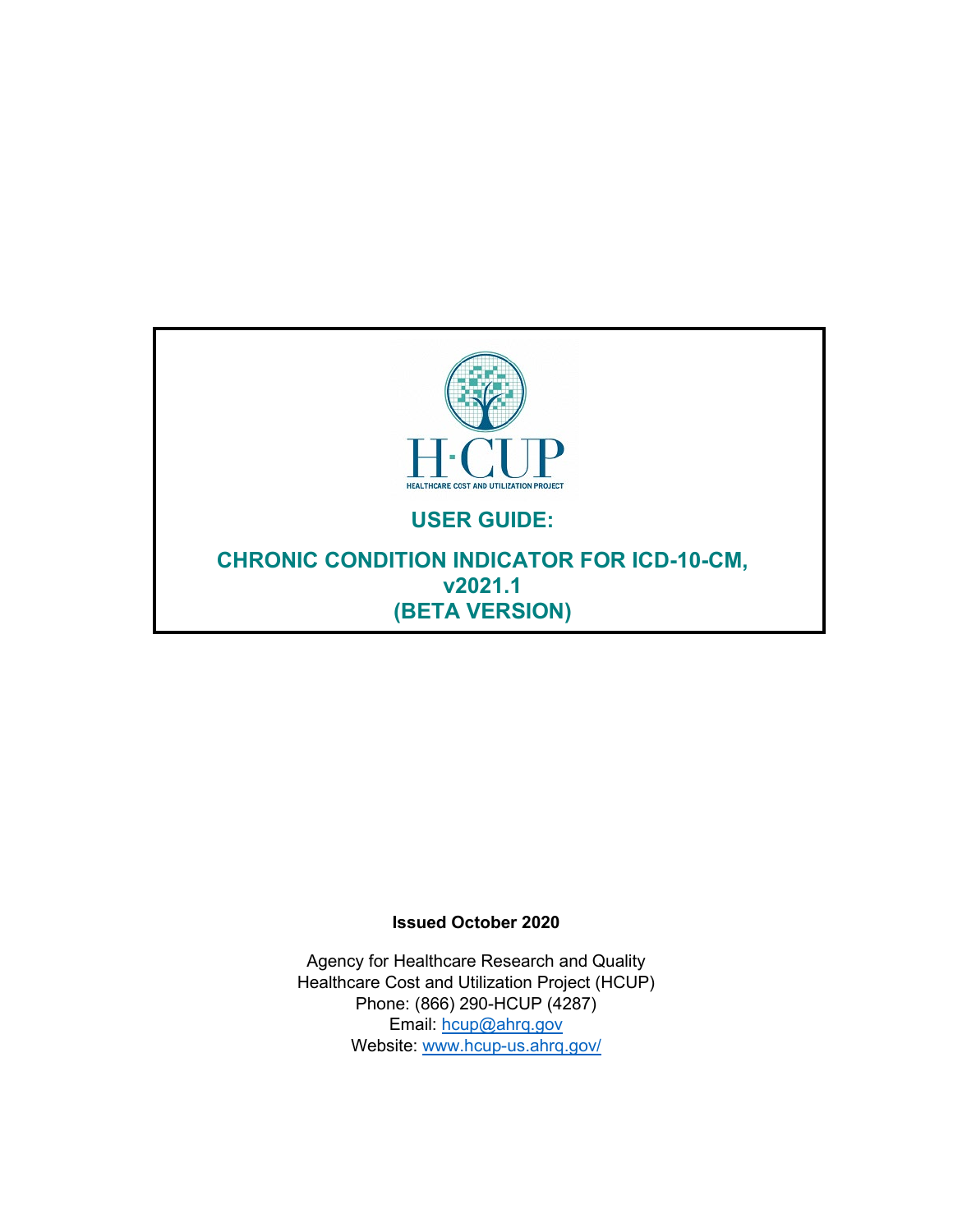H·CUP

HEALTHCARE COST AND UTILIZATION PROJECT

# USER GUIDE:

# CHRONIC CONDITION INDICATOR FOR ICD-10-CM, v2021.1 (BETA VERSION)

**Issued October 2020**

Agency for Healthcare Research and Quality
Healthcare Cost and Utilization Project (HCUP)
Phone: (866) 290-HCUP (4287)
Email: hcup@ahrq.gov
Website: www.hcup-us.ahrq.gov/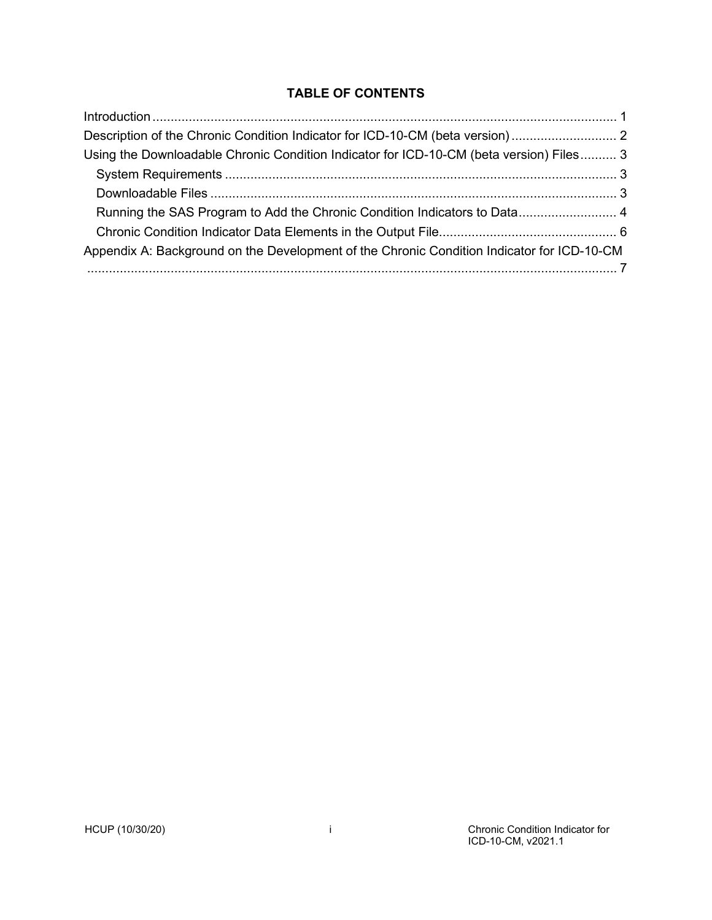**TABLE OF CONTENTS**

Introduction ........................................................................................................................ 1
Description of the Chronic Condition Indicator for ICD-10-CM (beta version) ............................ 2
Using the Downloadable Chronic Condition Indicator for ICD-10-CM (beta version) Files .......... 3
  System Requirements ........................................................................................................ 3
  Downloadable Files ............................................................................................................ 3
  Running the SAS Program to Add the Chronic Condition Indicators to Data ........................... 4
  Chronic Condition Indicator Data Elements in the Output File................................................ 6
Appendix A: Background on the Development of the Chronic Condition Indicator for ICD-10-CM ......................................................................................................................................... 7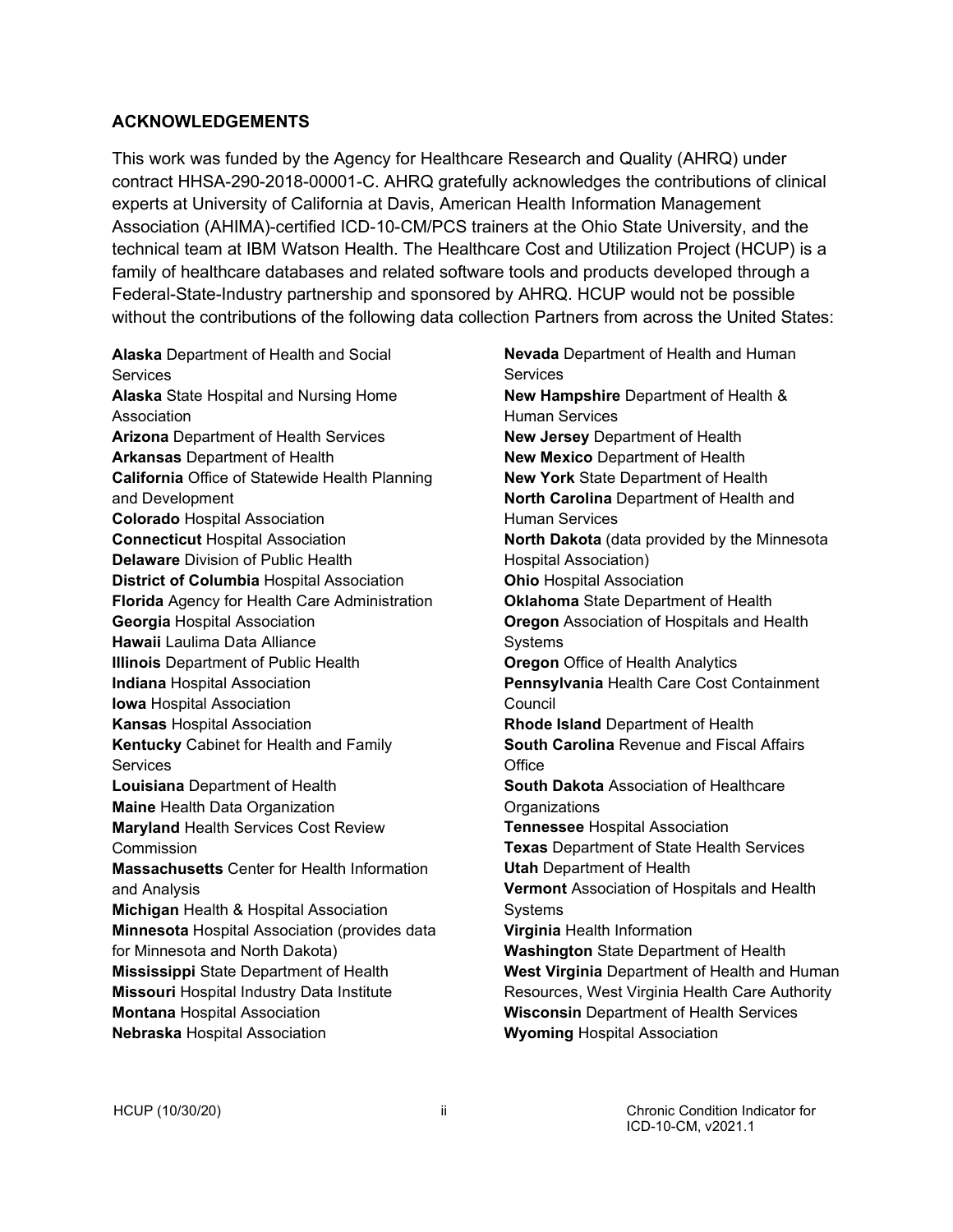## ACKNOWLEDGEMENTS

This work was funded by the Agency for Healthcare Research and Quality (AHRQ) under contract HHSA-290-2018-00001-C. AHRQ gratefully acknowledges the contributions of clinical experts at University of California at Davis, American Health Information Management Association (AHIMA)-certified ICD-10-CM/PCS trainers at the Ohio State University, and the technical team at IBM Watson Health. The Healthcare Cost and Utilization Project (HCUP) is a family of healthcare databases and related software tools and products developed through a Federal-State-Industry partnership and sponsored by AHRQ. HCUP would not be possible without the contributions of the following data collection Partners from across the United States:

**Alaska** Department of Health and Social Services
**Alaska** State Hospital and Nursing Home Association
**Arizona** Department of Health Services
**Arkansas** Department of Health
**California** Office of Statewide Health Planning and Development
**Colorado** Hospital Association
**Connecticut** Hospital Association
**Delaware** Division of Public Health
**District of Columbia** Hospital Association
**Florida** Agency for Health Care Administration
**Georgia** Hospital Association
**Hawaii** Laulima Data Alliance
**Illinois** Department of Public Health
**Indiana** Hospital Association
**Iowa** Hospital Association
**Kansas** Hospital Association
**Kentucky** Cabinet for Health and Family Services
**Louisiana** Department of Health
**Maine** Health Data Organization
**Maryland** Health Services Cost Review Commission
**Massachusetts** Center for Health Information and Analysis
**Michigan** Health & Hospital Association
**Minnesota** Hospital Association (provides data for Minnesota and North Dakota)
**Mississippi** State Department of Health
**Missouri** Hospital Industry Data Institute
**Montana** Hospital Association
**Nebraska** Hospital Association
**Nevada** Department of Health and Human Services
**New Hampshire** Department of Health & Human Services
**New Jersey** Department of Health
**New Mexico** Department of Health
**New York** State Department of Health
**North Carolina** Department of Health and Human Services
**North Dakota** (data provided by the Minnesota Hospital Association)
**Ohio** Hospital Association
**Oklahoma** State Department of Health
**Oregon** Association of Hospitals and Health Systems
**Oregon** Office of Health Analytics
**Pennsylvania** Health Care Cost Containment Council
**Rhode Island** Department of Health
**South Carolina** Revenue and Fiscal Affairs Office
**South Dakota** Association of Healthcare Organizations
**Tennessee** Hospital Association
**Texas** Department of State Health Services
**Utah** Department of Health
**Vermont** Association of Hospitals and Health Systems
**Virginia** Health Information
**Washington** State Department of Health
**West Virginia** Department of Health and Human Resources, West Virginia Health Care Authority
**Wisconsin** Department of Health Services
**Wyoming** Hospital Association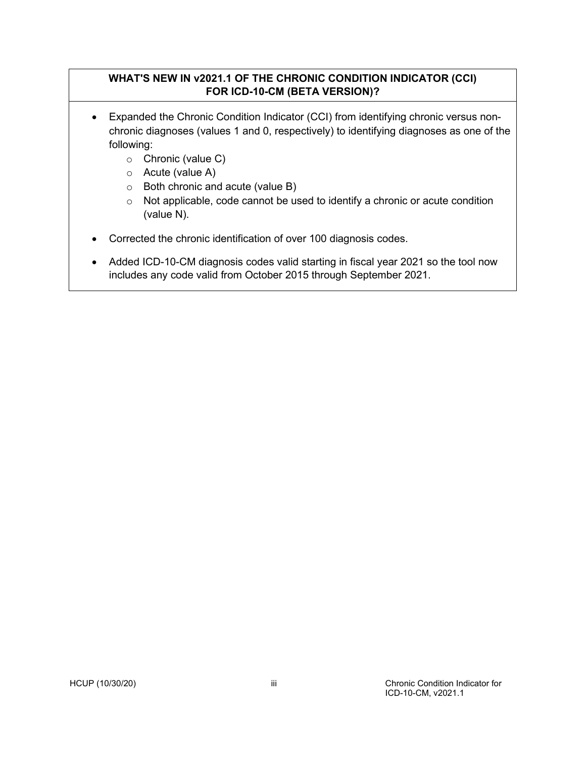## WHAT'S NEW IN v2021.1 OF THE CHRONIC CONDITION INDICATOR (CCI) FOR ICD-10-CM (BETA VERSION)?

- Expanded the Chronic Condition Indicator (CCI) from identifying chronic versus non-chronic diagnoses (values 1 and 0, respectively) to identifying diagnoses as one of the following:
  - Chronic (value C)
  - Acute (value A)
  - Both chronic and acute (value B)
  - Not applicable, code cannot be used to identify a chronic or acute condition (value N).
- Corrected the chronic identification of over 100 diagnosis codes.
- Added ICD-10-CM diagnosis codes valid starting in fiscal year 2021 so the tool now includes any code valid from October 2015 through September 2021.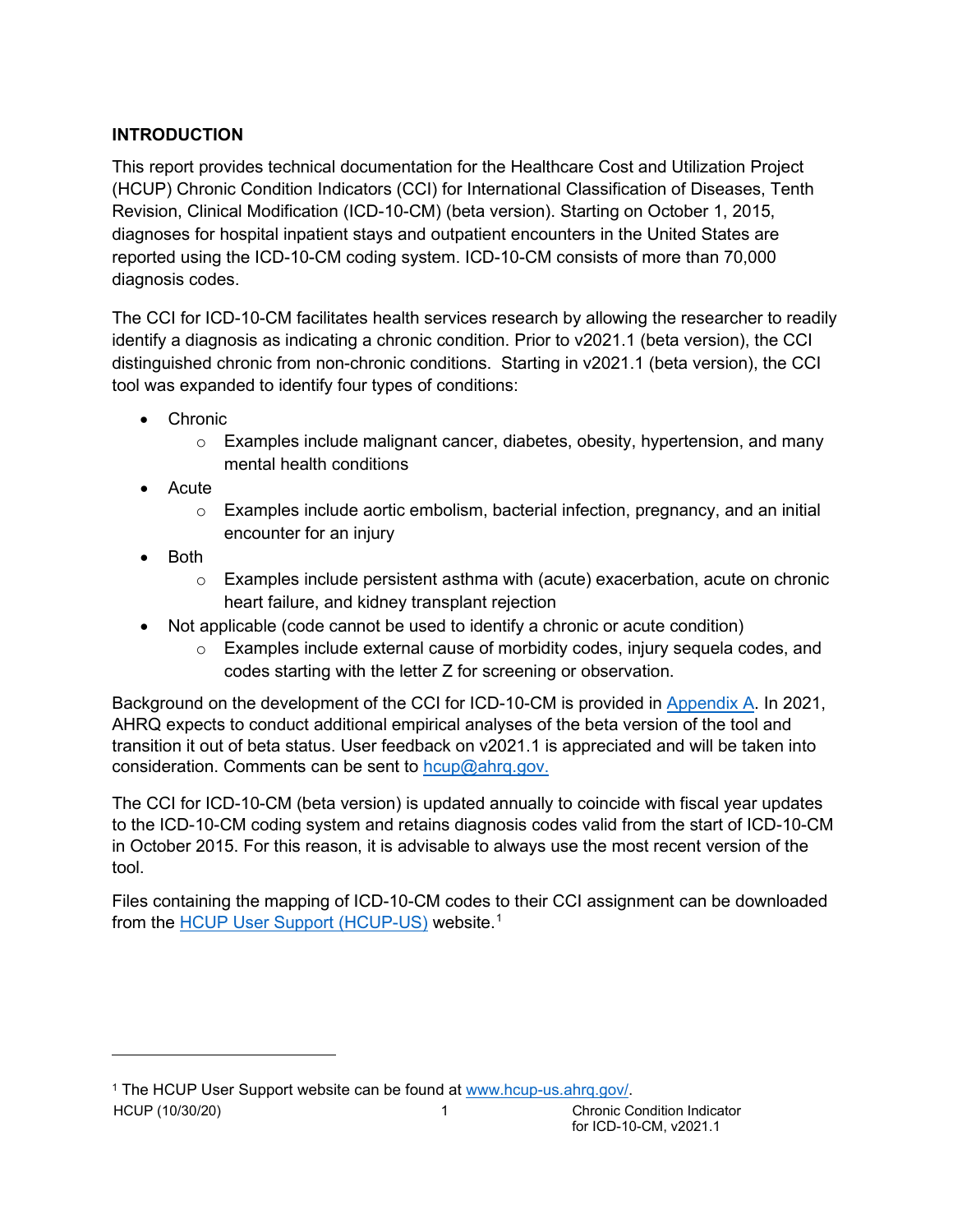## INTRODUCTION

This report provides technical documentation for the Healthcare Cost and Utilization Project (HCUP) Chronic Condition Indicators (CCI) for International Classification of Diseases, Tenth Revision, Clinical Modification (ICD-10-CM) (beta version). Starting on October 1, 2015, diagnoses for hospital inpatient stays and outpatient encounters in the United States are reported using the ICD-10-CM coding system. ICD-10-CM consists of more than 70,000 diagnosis codes.

The CCI for ICD-10-CM facilitates health services research by allowing the researcher to readily identify a diagnosis as indicating a chronic condition. Prior to v2021.1 (beta version), the CCI distinguished chronic from non-chronic conditions. Starting in v2021.1 (beta version), the CCI tool was expanded to identify four types of conditions:

- Chronic
  - Examples include malignant cancer, diabetes, obesity, hypertension, and many mental health conditions
- Acute
  - Examples include aortic embolism, bacterial infection, pregnancy, and an initial encounter for an injury
- Both
  - Examples include persistent asthma with (acute) exacerbation, acute on chronic heart failure, and kidney transplant rejection
- Not applicable (code cannot be used to identify a chronic or acute condition)
  - Examples include external cause of morbidity codes, injury sequela codes, and codes starting with the letter Z for screening or observation.

Background on the development of the CCI for ICD-10-CM is provided in Appendix A. In 2021, AHRQ expects to conduct additional empirical analyses of the beta version of the tool and transition it out of beta status. User feedback on v2021.1 is appreciated and will be taken into consideration. Comments can be sent to hcup@ahrq.gov.

The CCI for ICD-10-CM (beta version) is updated annually to coincide with fiscal year updates to the ICD-10-CM coding system and retains diagnosis codes valid from the start of ICD-10-CM in October 2015. For this reason, it is advisable to always use the most recent version of the tool.

Files containing the mapping of ICD-10-CM codes to their CCI assignment can be downloaded from the HCUP User Support (HCUP-US) website.[1]

[1] The HCUP User Support website can be found at www.hcup-us.ahrq.gov/.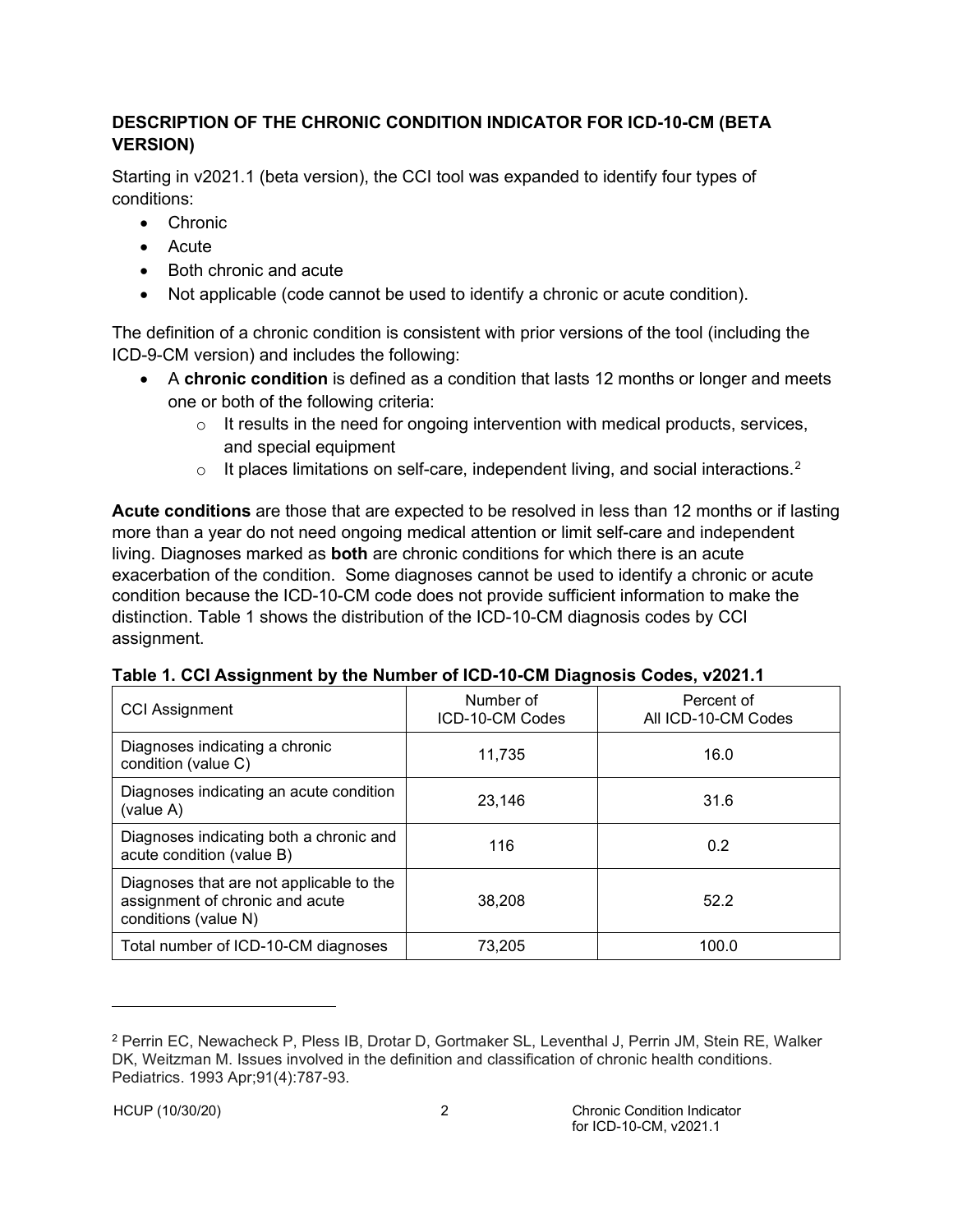## DESCRIPTION OF THE CHRONIC CONDITION INDICATOR FOR ICD-10-CM (BETA VERSION)

Starting in v2021.1 (beta version), the CCI tool was expanded to identify four types of conditions:

- Chronic
- Acute
- Both chronic and acute
- Not applicable (code cannot be used to identify a chronic or acute condition).

The definition of a chronic condition is consistent with prior versions of the tool (including the ICD-9-CM version) and includes the following:

- A **chronic condition** is defined as a condition that lasts 12 months or longer and meets one or both of the following criteria:
  - It results in the need for ongoing intervention with medical products, services, and special equipment
  - It places limitations on self-care, independent living, and social interactions.[2]

**Acute conditions** are those that are expected to be resolved in less than 12 months or if lasting more than a year do not need ongoing medical attention or limit self-care and independent living. Diagnoses marked as **both** are chronic conditions for which there is an acute exacerbation of the condition. Some diagnoses cannot be used to identify a chronic or acute condition because the ICD-10-CM code does not provide sufficient information to make the distinction. Table 1 shows the distribution of the ICD-10-CM diagnosis codes by CCI assignment.

**Table 1. CCI Assignment by the Number of ICD-10-CM Diagnosis Codes, v2021.1**

| CCI Assignment | Number of ICD-10-CM Codes | Percent of All ICD-10-CM Codes |
|---|---|---|
| Diagnoses indicating a chronic condition (value C) | 11,735 | 16.0 |
| Diagnoses indicating an acute condition (value A) | 23,146 | 31.6 |
| Diagnoses indicating both a chronic and acute condition (value B) | 116 | 0.2 |
| Diagnoses that are not applicable to the assignment of chronic and acute conditions (value N) | 38,208 | 52.2 |
| Total number of ICD-10-CM diagnoses | 73,205 | 100.0 |

---

[2] Perrin EC, Newacheck P, Pless IB, Drotar D, Gortmaker SL, Leventhal J, Perrin JM, Stein RE, Walker DK, Weitzman M. Issues involved in the definition and classification of chronic health conditions. Pediatrics. 1993 Apr;91(4):787-93.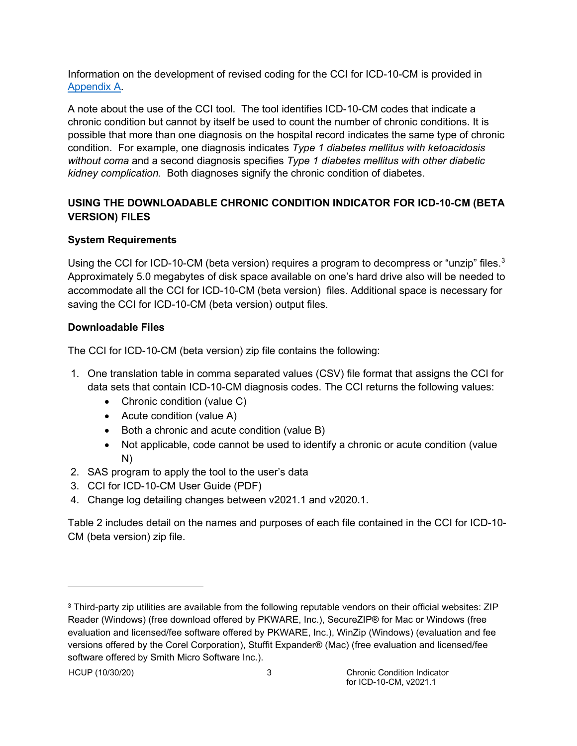Information on the development of revised coding for the CCI for ICD-10-CM is provided in Appendix A.

A note about the use of the CCI tool. The tool identifies ICD-10-CM codes that indicate a chronic condition but cannot by itself be used to count the number of chronic conditions. It is possible that more than one diagnosis on the hospital record indicates the same type of chronic condition. For example, one diagnosis indicates *Type 1 diabetes mellitus with ketoacidosis without coma* and a second diagnosis specifies *Type 1 diabetes mellitus with other diabetic kidney complication.* Both diagnoses signify the chronic condition of diabetes.

## USING THE DOWNLOADABLE CHRONIC CONDITION INDICATOR FOR ICD-10-CM (BETA VERSION) FILES

### System Requirements

Using the CCI for ICD-10-CM (beta version) requires a program to decompress or "unzip" files.[3] Approximately 5.0 megabytes of disk space available on one's hard drive also will be needed to accommodate all the CCI for ICD-10-CM (beta version) files. Additional space is necessary for saving the CCI for ICD-10-CM (beta version) output files.

### Downloadable Files

The CCI for ICD-10-CM (beta version) zip file contains the following:

1. One translation table in comma separated values (CSV) file format that assigns the CCI for data sets that contain ICD-10-CM diagnosis codes. The CCI returns the following values:
    - Chronic condition (value C)
    - Acute condition (value A)
    - Both a chronic and acute condition (value B)
    - Not applicable, code cannot be used to identify a chronic or acute condition (value N)
2. SAS program to apply the tool to the user's data
3. CCI for ICD-10-CM User Guide (PDF)
4. Change log detailing changes between v2021.1 and v2020.1.

Table 2 includes detail on the names and purposes of each file contained in the CCI for ICD-10-CM (beta version) zip file.

---

[3] Third-party zip utilities are available from the following reputable vendors on their official websites: ZIP Reader (Windows) (free download offered by PKWARE, Inc.), SecureZIP® for Mac or Windows (free evaluation and licensed/fee software offered by PKWARE, Inc.), WinZip (Windows) (evaluation and fee versions offered by the Corel Corporation), Stuffit Expander® (Mac) (free evaluation and licensed/fee software offered by Smith Micro Software Inc.).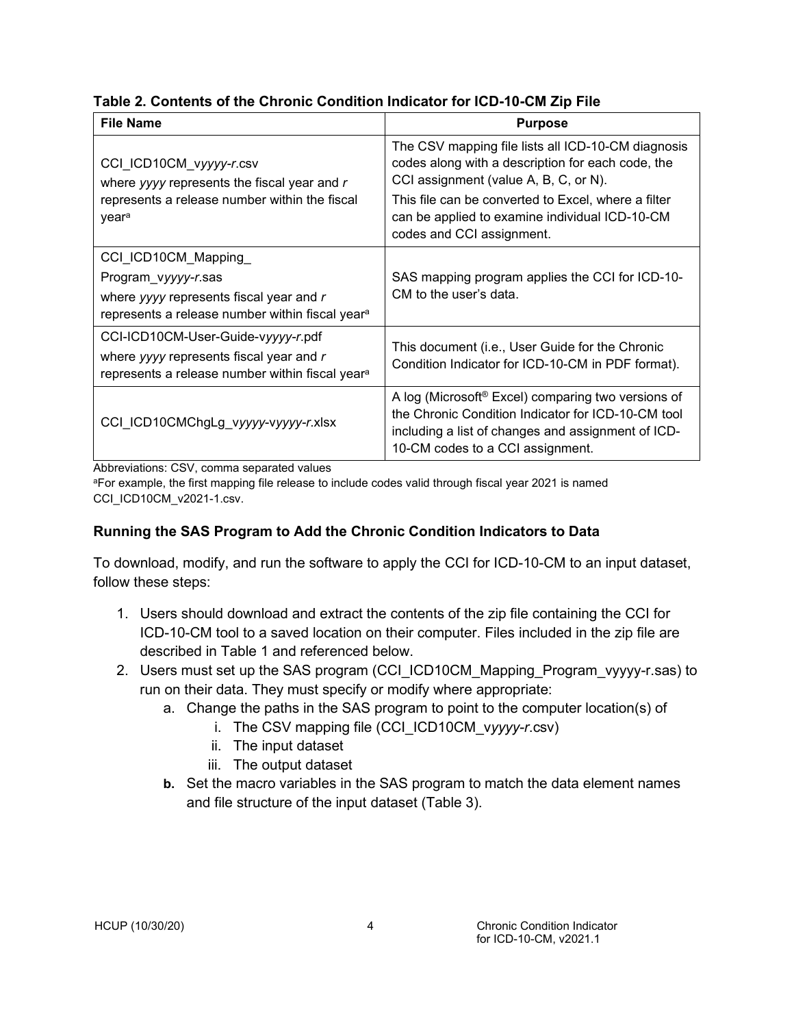**Table 2. Contents of the Chronic Condition Indicator for ICD-10-CM Zip File**

| File Name | Purpose |
| --- | --- |
| CCI_ICD10CM_v*yyyy*-*r*.csv where *yyyy* represents the fiscal year and *r* represents a release number within the fiscal year[a] | The CSV mapping file lists all ICD-10-CM diagnosis codes along with a description for each code, the CCI assignment (value A, B, C, or N). This file can be converted to Excel, where a filter can be applied to examine individual ICD-10-CM codes and CCI assignment. |
| CCI_ICD10CM_Mapping_ Program_v*yyyy*-*r*.sas where *yyyy* represents fiscal year and *r* represents a release number within fiscal year[a] | SAS mapping program applies the CCI for ICD-10-CM to the user's data. |
| CCI-ICD10CM-User-Guide-v*yyyy*-*r*.pdf where *yyyy* represents fiscal year and *r* represents a release number within fiscal year[a] | This document (i.e., User Guide for the Chronic Condition Indicator for ICD-10-CM in PDF format). |
| CCI_ICD10CMChgLg_v*yyyy*-v*yyyy*-*r*.xlsx | A log (Microsoft® Excel) comparing two versions of the Chronic Condition Indicator for ICD-10-CM tool including a list of changes and assignment of ICD-10-CM codes to a CCI assignment. |

Abbreviations: CSV, comma separated values

[a]For example, the first mapping file release to include codes valid through fiscal year 2021 is named CCI_ICD10CM_v2021-1.csv.

### Running the SAS Program to Add the Chronic Condition Indicators to Data

To download, modify, and run the software to apply the CCI for ICD-10-CM to an input dataset, follow these steps:

1. Users should download and extract the contents of the zip file containing the CCI for ICD-10-CM tool to a saved location on their computer. Files included in the zip file are described in Table 1 and referenced below.
2. Users must set up the SAS program (CCI_ICD10CM_Mapping_Program_vyyyy-r.sas) to run on their data. They must specify or modify where appropriate:
   a. Change the paths in the SAS program to point to the computer location(s) of
      i. The CSV mapping file (CCI_ICD10CM_v*yyyy*-*r*.csv)
      ii. The input dataset
      iii. The output dataset
   **b.** Set the macro variables in the SAS program to match the data element names and file structure of the input dataset (Table 3).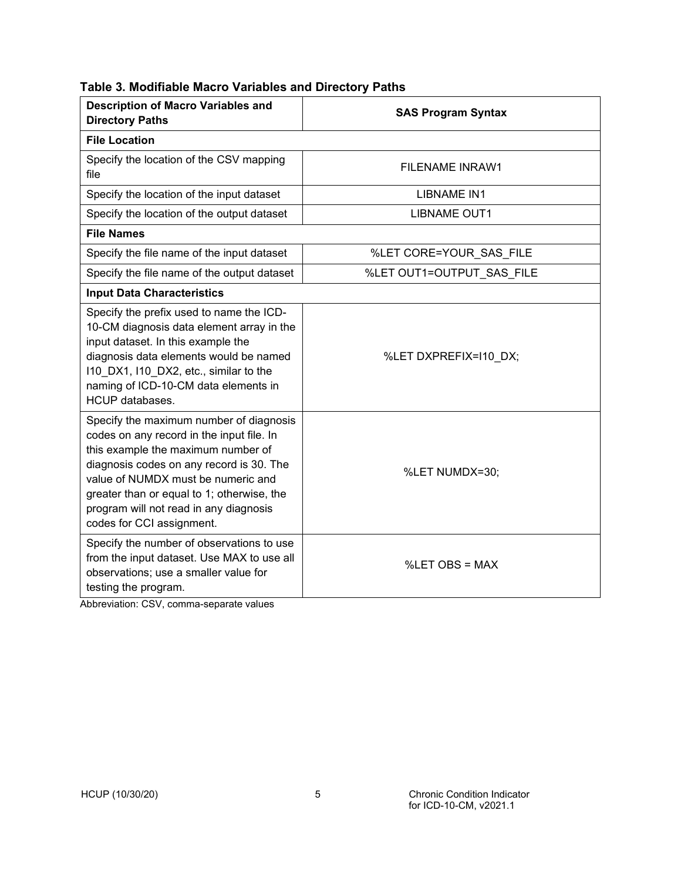**Table 3. Modifiable Macro Variables and Directory Paths**

| Description of Macro Variables and Directory Paths | SAS Program Syntax |
|---|---|
| **File Location** | |
| Specify the location of the CSV mapping file | FILENAME INRAW1 |
| Specify the location of the input dataset | LIBNAME IN1 |
| Specify the location of the output dataset | LIBNAME OUT1 |
| **File Names** | |
| Specify the file name of the input dataset | %LET CORE=YOUR_SAS_FILE |
| Specify the file name of the output dataset | %LET OUT1=OUTPUT_SAS_FILE |
| **Input Data Characteristics** | |
| Specify the prefix used to name the ICD-10-CM diagnosis data element array in the input dataset. In this example the diagnosis data elements would be named I10_DX1, I10_DX2, etc., similar to the naming of ICD-10-CM data elements in HCUP databases. | %LET DXPREFIX=I10_DX; |
| Specify the maximum number of diagnosis codes on any record in the input file. In this example the maximum number of diagnosis codes on any record is 30. The value of NUMDX must be numeric and greater than or equal to 1; otherwise, the program will not read in any diagnosis codes for CCI assignment. | %LET NUMDX=30; |
| Specify the number of observations to use from the input dataset. Use MAX to use all observations; use a smaller value for testing the program. | %LET OBS = MAX |

Abbreviation: CSV, comma-separate values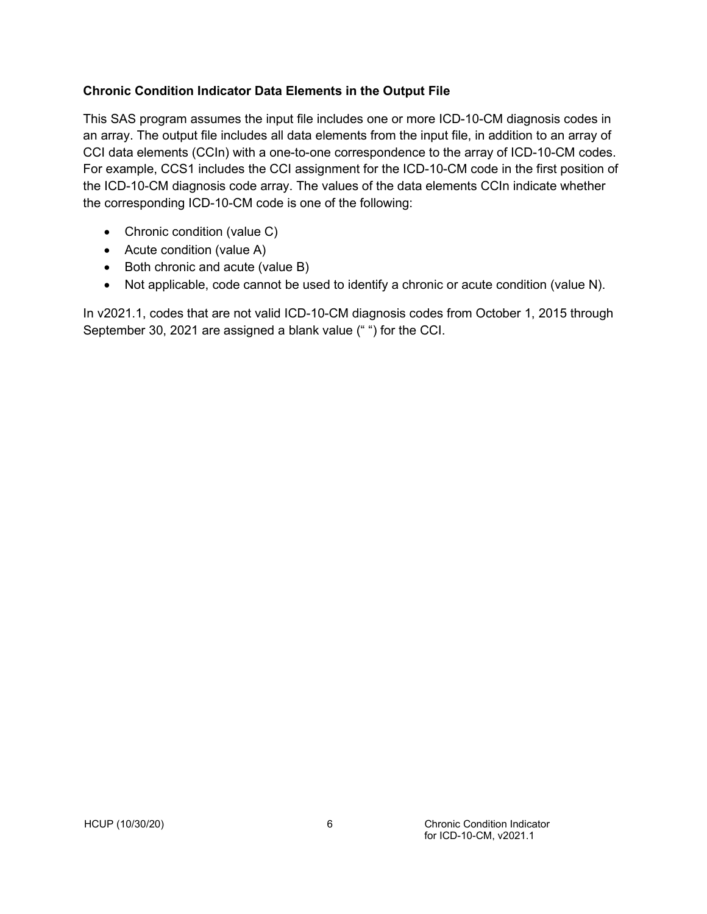### Chronic Condition Indicator Data Elements in the Output File

This SAS program assumes the input file includes one or more ICD-10-CM diagnosis codes in an array. The output file includes all data elements from the input file, in addition to an array of CCI data elements (CCIn) with a one-to-one correspondence to the array of ICD-10-CM codes. For example, CCS1 includes the CCI assignment for the ICD-10-CM code in the first position of the ICD-10-CM diagnosis code array. The values of the data elements CCIn indicate whether the corresponding ICD-10-CM code is one of the following:

- Chronic condition (value C)
- Acute condition (value A)
- Both chronic and acute (value B)
- Not applicable, code cannot be used to identify a chronic or acute condition (value N).

In v2021.1, codes that are not valid ICD-10-CM diagnosis codes from October 1, 2015 through September 30, 2021 are assigned a blank value (“ ”) for the CCI.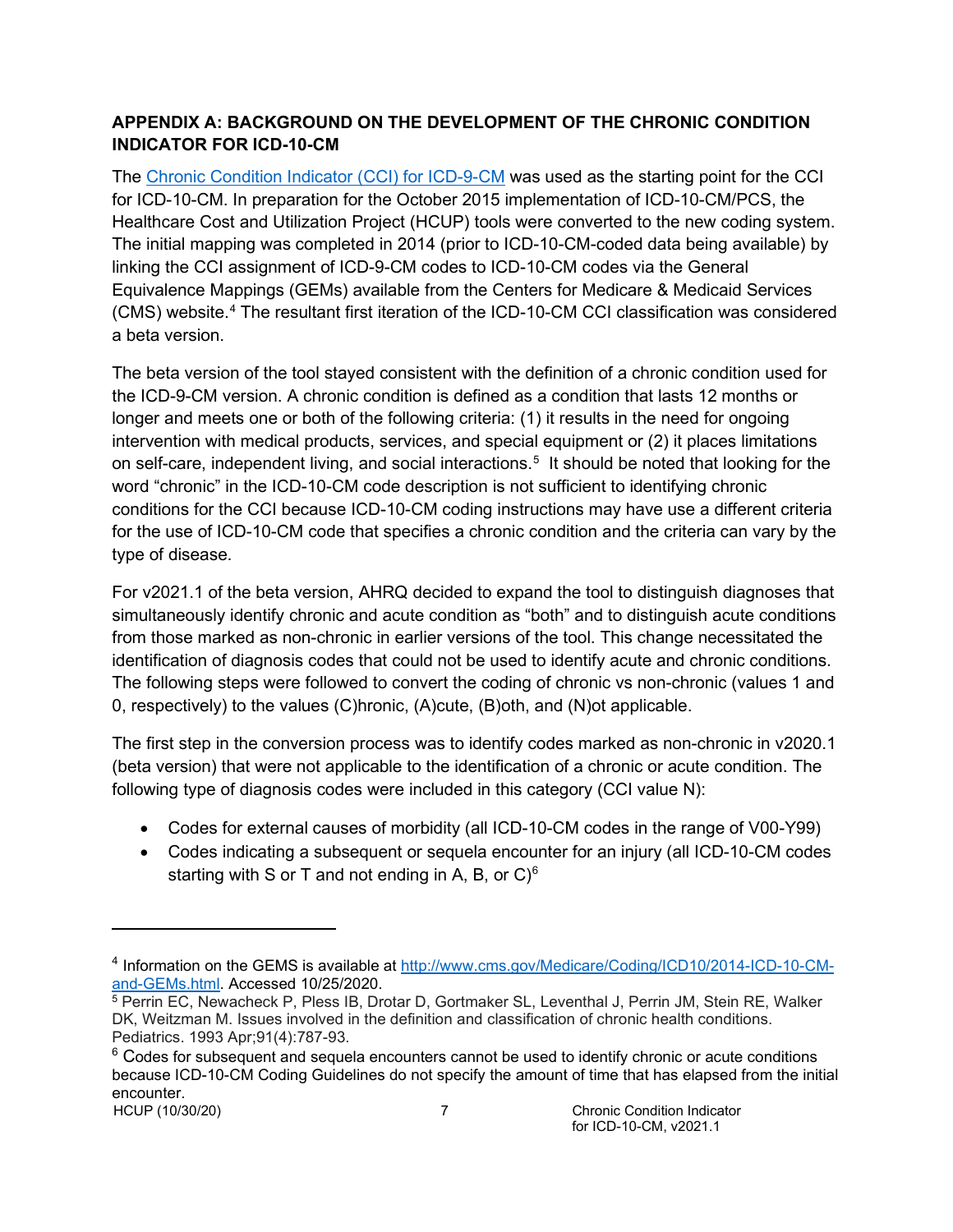## APPENDIX A: BACKGROUND ON THE DEVELOPMENT OF THE CHRONIC CONDITION INDICATOR FOR ICD-10-CM

The Chronic Condition Indicator (CCI) for ICD-9-CM was used as the starting point for the CCI for ICD-10-CM. In preparation for the October 2015 implementation of ICD-10-CM/PCS, the Healthcare Cost and Utilization Project (HCUP) tools were converted to the new coding system. The initial mapping was completed in 2014 (prior to ICD-10-CM-coded data being available) by linking the CCI assignment of ICD-9-CM codes to ICD-10-CM codes via the General Equivalence Mappings (GEMs) available from the Centers for Medicare & Medicaid Services (CMS) website.[4] The resultant first iteration of the ICD-10-CM CCI classification was considered a beta version.

The beta version of the tool stayed consistent with the definition of a chronic condition used for the ICD-9-CM version. A chronic condition is defined as a condition that lasts 12 months or longer and meets one or both of the following criteria: (1) it results in the need for ongoing intervention with medical products, services, and special equipment or (2) it places limitations on self-care, independent living, and social interactions.[5] It should be noted that looking for the word "chronic" in the ICD-10-CM code description is not sufficient to identifying chronic conditions for the CCI because ICD-10-CM coding instructions may have use a different criteria for the use of ICD-10-CM code that specifies a chronic condition and the criteria can vary by the type of disease.

For v2021.1 of the beta version, AHRQ decided to expand the tool to distinguish diagnoses that simultaneously identify chronic and acute condition as "both" and to distinguish acute conditions from those marked as non-chronic in earlier versions of the tool. This change necessitated the identification of diagnosis codes that could not be used to identify acute and chronic conditions. The following steps were followed to convert the coding of chronic vs non-chronic (values 1 and 0, respectively) to the values (C)hronic, (A)cute, (B)oth, and (N)ot applicable.

The first step in the conversion process was to identify codes marked as non-chronic in v2020.1 (beta version) that were not applicable to the identification of a chronic or acute condition. The following type of diagnosis codes were included in this category (CCI value N):

- Codes for external causes of morbidity (all ICD-10-CM codes in the range of V00-Y99)
- Codes indicating a subsequent or sequela encounter for an injury (all ICD-10-CM codes starting with S or T and not ending in A, B, or C)[6]

---

[4] Information on the GEMS is available at http://www.cms.gov/Medicare/Coding/ICD10/2014-ICD-10-CM-and-GEMs.html. Accessed 10/25/2020.

[5] Perrin EC, Newacheck P, Pless IB, Drotar D, Gortmaker SL, Leventhal J, Perrin JM, Stein RE, Walker DK, Weitzman M. Issues involved in the definition and classification of chronic health conditions. Pediatrics. 1993 Apr;91(4):787-93.

[6] Codes for subsequent and sequela encounters cannot be used to identify chronic or acute conditions because ICD-10-CM Coding Guidelines do not specify the amount of time that has elapsed from the initial encounter.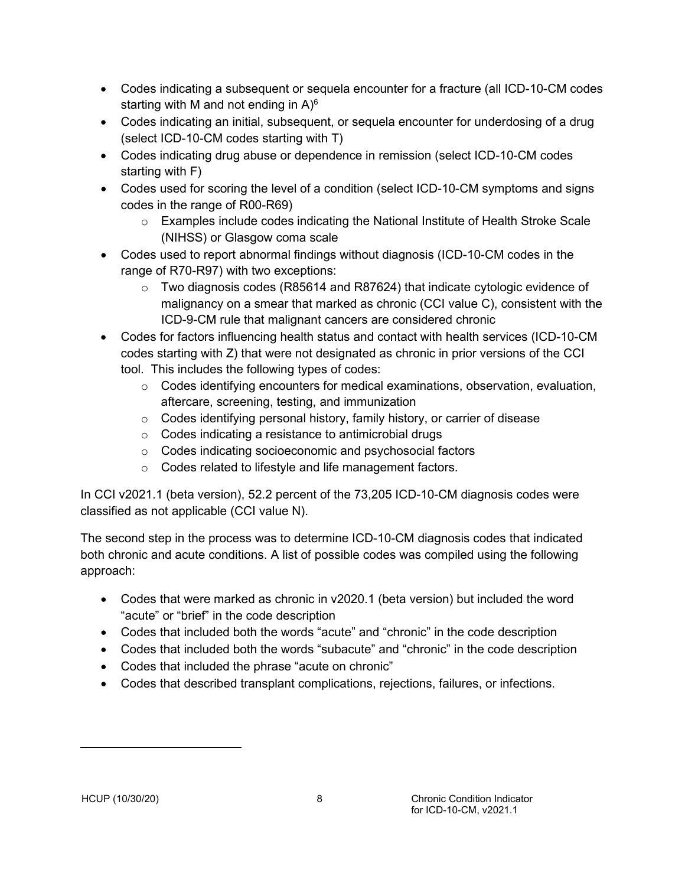- Codes indicating a subsequent or sequela encounter for a fracture (all ICD-10-CM codes starting with M and not ending in A)[6]
- Codes indicating an initial, subsequent, or sequela encounter for underdosing of a drug (select ICD-10-CM codes starting with T)
- Codes indicating drug abuse or dependence in remission (select ICD-10-CM codes starting with F)
- Codes used for scoring the level of a condition (select ICD-10-CM symptoms and signs codes in the range of R00-R69)
  - Examples include codes indicating the National Institute of Health Stroke Scale (NIHSS) or Glasgow coma scale
- Codes used to report abnormal findings without diagnosis (ICD-10-CM codes in the range of R70-R97) with two exceptions:
  - Two diagnosis codes (R85614 and R87624) that indicate cytologic evidence of malignancy on a smear that marked as chronic (CCI value C), consistent with the ICD-9-CM rule that malignant cancers are considered chronic
- Codes for factors influencing health status and contact with health services (ICD-10-CM codes starting with Z) that were not designated as chronic in prior versions of the CCI tool. This includes the following types of codes:
  - Codes identifying encounters for medical examinations, observation, evaluation, aftercare, screening, testing, and immunization
  - Codes identifying personal history, family history, or carrier of disease
  - Codes indicating a resistance to antimicrobial drugs
  - Codes indicating socioeconomic and psychosocial factors
  - Codes related to lifestyle and life management factors.

In CCI v2021.1 (beta version), 52.2 percent of the 73,205 ICD-10-CM diagnosis codes were classified as not applicable (CCI value N).

The second step in the process was to determine ICD-10-CM diagnosis codes that indicated both chronic and acute conditions. A list of possible codes was compiled using the following approach:

- Codes that were marked as chronic in v2020.1 (beta version) but included the word "acute" or "brief" in the code description
- Codes that included both the words "acute" and "chronic" in the code description
- Codes that included both the words "subacute" and "chronic" in the code description
- Codes that included the phrase "acute on chronic"
- Codes that described transplant complications, rejections, failures, or infections.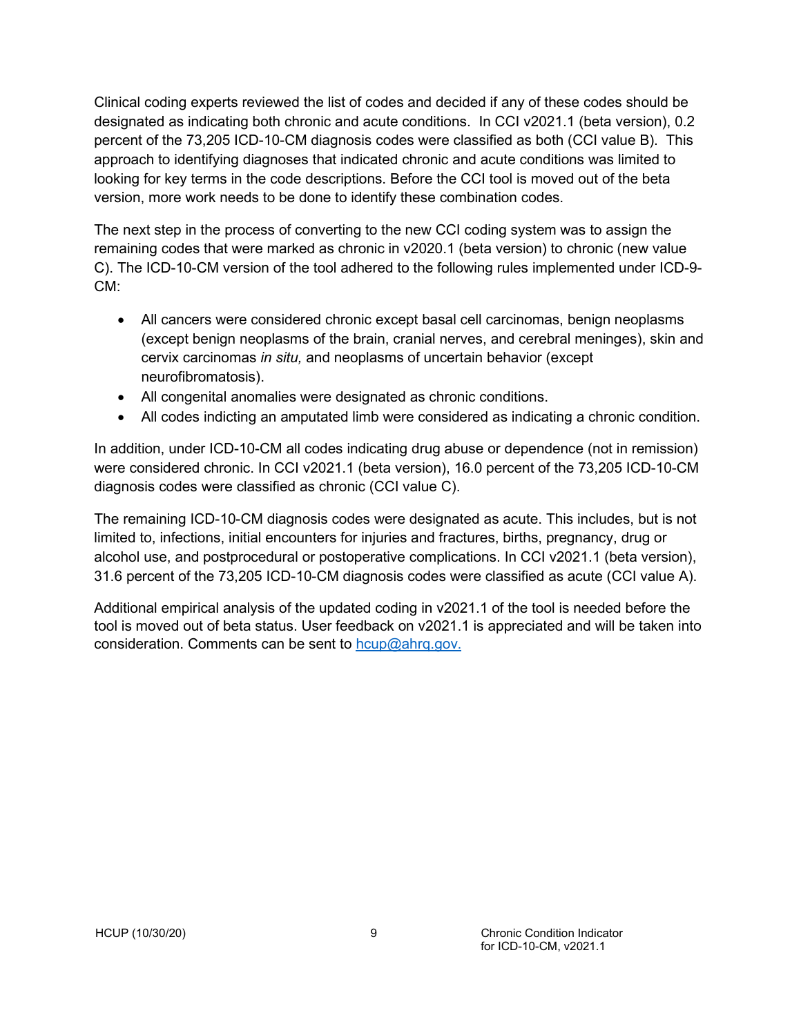Clinical coding experts reviewed the list of codes and decided if any of these codes should be designated as indicating both chronic and acute conditions. In CCI v2021.1 (beta version), 0.2 percent of the 73,205 ICD-10-CM diagnosis codes were classified as both (CCI value B). This approach to identifying diagnoses that indicated chronic and acute conditions was limited to looking for key terms in the code descriptions. Before the CCI tool is moved out of the beta version, more work needs to be done to identify these combination codes.

The next step in the process of converting to the new CCI coding system was to assign the remaining codes that were marked as chronic in v2020.1 (beta version) to chronic (new value C). The ICD-10-CM version of the tool adhered to the following rules implemented under ICD-9-CM:

- All cancers were considered chronic except basal cell carcinomas, benign neoplasms (except benign neoplasms of the brain, cranial nerves, and cerebral meninges), skin and cervix carcinomas *in situ,* and neoplasms of uncertain behavior (except neurofibromatosis).
- All congenital anomalies were designated as chronic conditions.
- All codes indicting an amputated limb were considered as indicating a chronic condition.

In addition, under ICD-10-CM all codes indicating drug abuse or dependence (not in remission) were considered chronic. In CCI v2021.1 (beta version), 16.0 percent of the 73,205 ICD-10-CM diagnosis codes were classified as chronic (CCI value C).

The remaining ICD-10-CM diagnosis codes were designated as acute. This includes, but is not limited to, infections, initial encounters for injuries and fractures, births, pregnancy, drug or alcohol use, and postprocedural or postoperative complications. In CCI v2021.1 (beta version), 31.6 percent of the 73,205 ICD-10-CM diagnosis codes were classified as acute (CCI value A).

Additional empirical analysis of the updated coding in v2021.1 of the tool is needed before the tool is moved out of beta status. User feedback on v2021.1 is appreciated and will be taken into consideration. Comments can be sent to hcup@ahrq.gov.